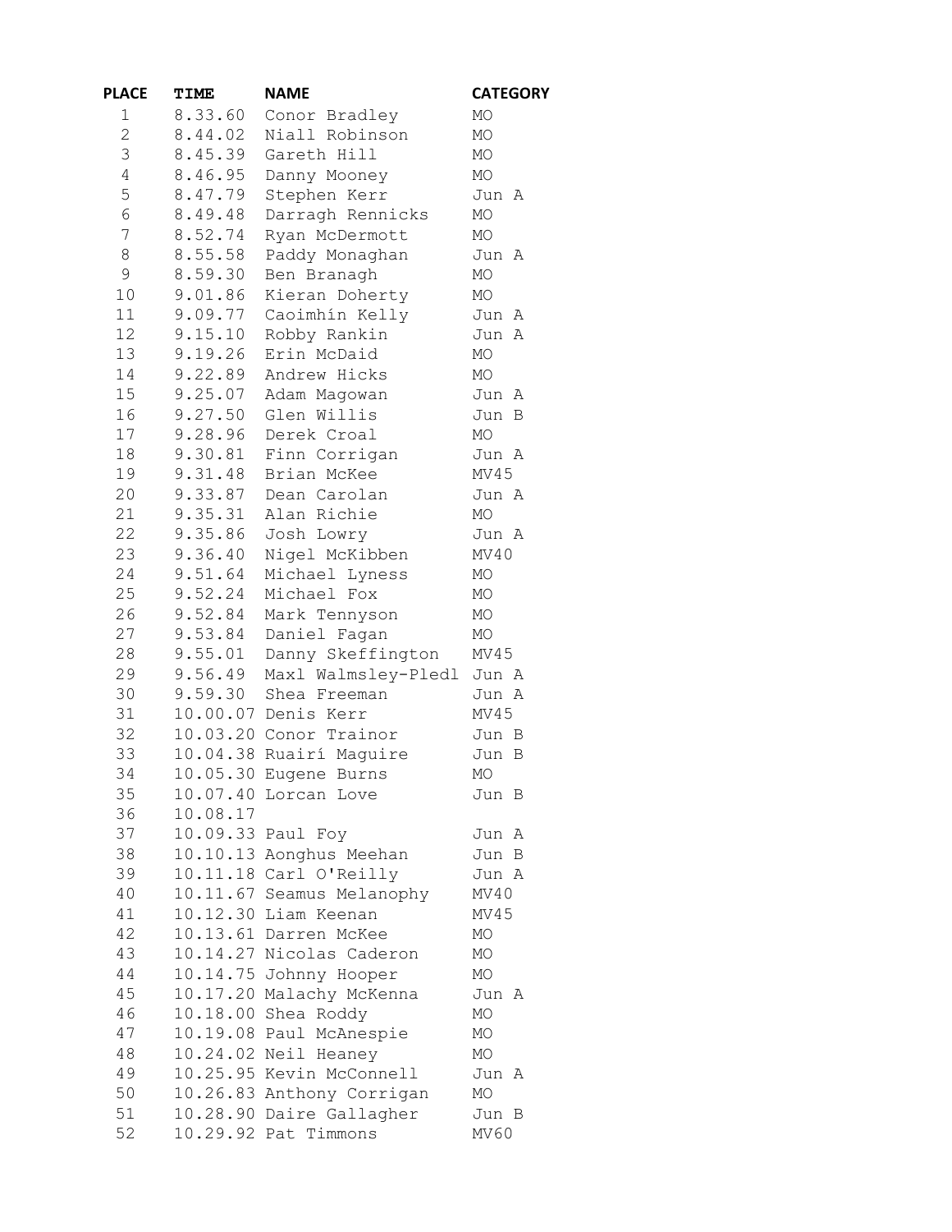| PLACE | TIME | NAME | CATEGORY |
|---|---|---|---|
| 1 | 8.33.60 | Conor Bradley | MO |
| 2 | 8.44.02 | Niall Robinson | MO |
| 3 | 8.45.39 | Gareth Hill | MO |
| 4 | 8.46.95 | Danny Mooney | MO |
| 5 | 8.47.79 | Stephen Kerr | Jun A |
| 6 | 8.49.48 | Darragh Rennicks | MO |
| 7 | 8.52.74 | Ryan McDermott | MO |
| 8 | 8.55.58 | Paddy Monaghan | Jun A |
| 9 | 8.59.30 | Ben Branagh | MO |
| 10 | 9.01.86 | Kieran Doherty | MO |
| 11 | 9.09.77 | Caoimhín Kelly | Jun A |
| 12 | 9.15.10 | Robby Rankin | Jun A |
| 13 | 9.19.26 | Erin McDaid | MO |
| 14 | 9.22.89 | Andrew Hicks | MO |
| 15 | 9.25.07 | Adam Magowan | Jun A |
| 16 | 9.27.50 | Glen Willis | Jun B |
| 17 | 9.28.96 | Derek Croal | MO |
| 18 | 9.30.81 | Finn Corrigan | Jun A |
| 19 | 9.31.48 | Brian McKee | MV45 |
| 20 | 9.33.87 | Dean Carolan | Jun A |
| 21 | 9.35.31 | Alan Richie | MO |
| 22 | 9.35.86 | Josh Lowry | Jun A |
| 23 | 9.36.40 | Nigel McKibben | MV40 |
| 24 | 9.51.64 | Michael Lyness | MO |
| 25 | 9.52.24 | Michael Fox | MO |
| 26 | 9.52.84 | Mark Tennyson | MO |
| 27 | 9.53.84 | Daniel Fagan | MO |
| 28 | 9.55.01 | Danny Skeffington | MV45 |
| 29 | 9.56.49 | Maxl Walmsley-Pledl | Jun A |
| 30 | 9.59.30 | Shea Freeman | Jun A |
| 31 | 10.00.07 | Denis Kerr | MV45 |
| 32 | 10.03.20 | Conor Trainor | Jun B |
| 33 | 10.04.38 | Ruairí Maguire | Jun B |
| 34 | 10.05.30 | Eugene Burns | MO |
| 35 | 10.07.40 | Lorcan Love | Jun B |
| 36 | 10.08.17 | | |
| 37 | 10.09.33 | Paul Foy | Jun A |
| 38 | 10.10.13 | Aonghus Meehan | Jun B |
| 39 | 10.11.18 | Carl O'Reilly | Jun A |
| 40 | 10.11.67 | Seamus Melanophy | MV40 |
| 41 | 10.12.30 | Liam Keenan | MV45 |
| 42 | 10.13.61 | Darren McKee | MO |
| 43 | 10.14.27 | Nicolas Caderon | MO |
| 44 | 10.14.75 | Johnny Hooper | MO |
| 45 | 10.17.20 | Malachy McKenna | Jun A |
| 46 | 10.18.00 | Shea Roddy | MO |
| 47 | 10.19.08 | Paul McAnespie | MO |
| 48 | 10.24.02 | Neil Heaney | MO |
| 49 | 10.25.95 | Kevin McConnell | Jun A |
| 50 | 10.26.83 | Anthony Corrigan | MO |
| 51 | 10.28.90 | Daire Gallagher | Jun B |
| 52 | 10.29.92 | Pat Timmons | MV60 |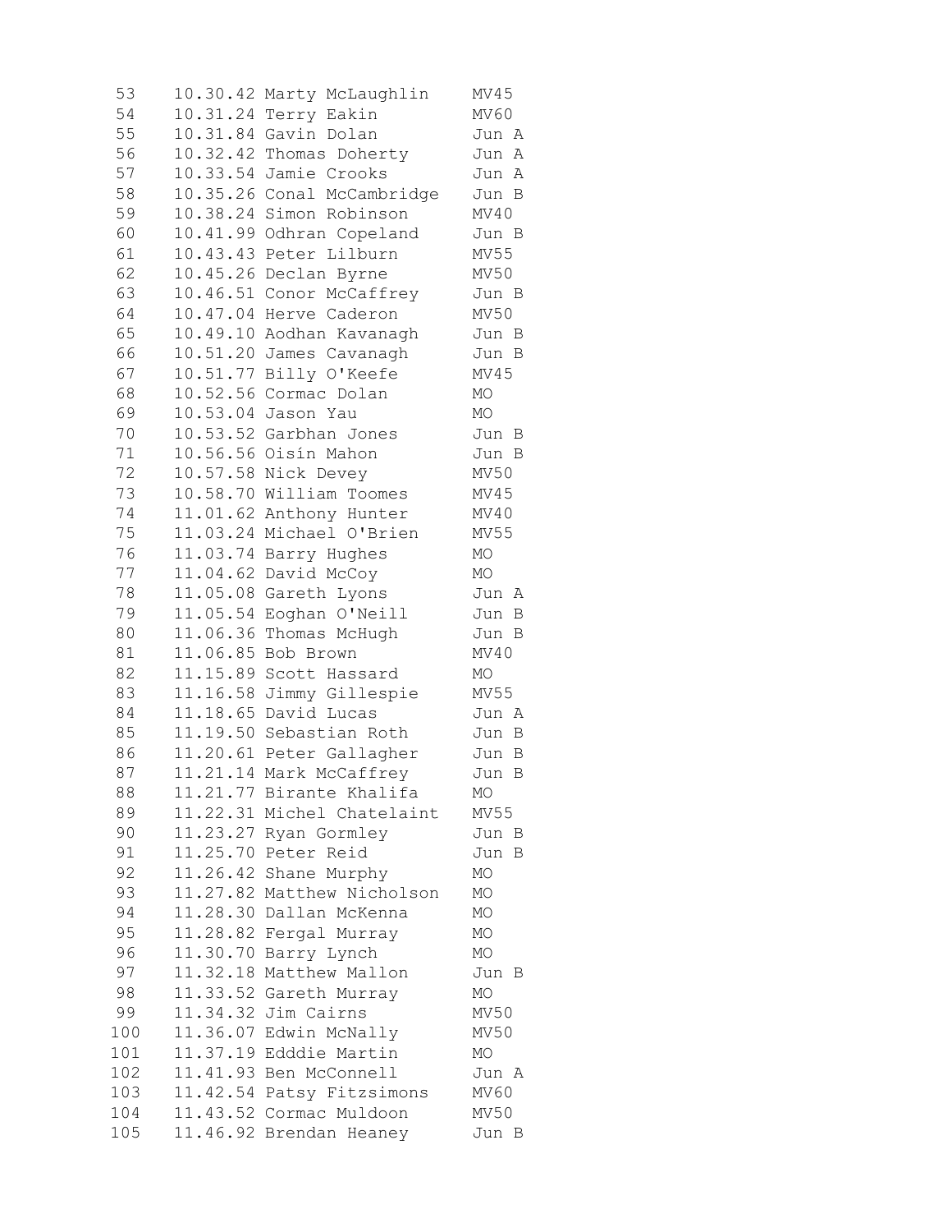```
 53    10.30.42 Marty McLaughlin    MV45
 54    10.31.24 Terry Eakin         MV60
 55    10.31.84 Gavin Dolan         Jun A
 56    10.32.42 Thomas Doherty      Jun A
 57    10.33.54 Jamie Crooks        Jun A
 58    10.35.26 Conal McCambridge   Jun B
 59    10.38.24 Simon Robinson      MV40
 60    10.41.99 Odhran Copeland     Jun B
 61    10.43.43 Peter Lilburn       MV55
 62    10.45.26 Declan Byrne        MV50
 63    10.46.51 Conor McCaffrey     Jun B
 64    10.47.04 Herve Caderon       MV50
 65    10.49.10 Aodhan Kavanagh     Jun B
 66    10.51.20 James Cavanagh      Jun B
 67    10.51.77 Billy O'Keefe       MV45
 68    10.52.56 Cormac Dolan        MO
 69    10.53.04 Jason Yau           MO
 70    10.53.52 Garbhan Jones       Jun B
 71    10.56.56 Oisín Mahon         Jun B
 72    10.57.58 Nick Devey          MV50
 73    10.58.70 William Toomes      MV45
 74    11.01.62 Anthony Hunter      MV40
 75    11.03.24 Michael O'Brien     MV55
 76    11.03.74 Barry Hughes        MO
 77    11.04.62 David McCoy         MO
 78    11.05.08 Gareth Lyons        Jun A
 79    11.05.54 Eoghan O'Neill      Jun B
 80    11.06.36 Thomas McHugh       Jun B
 81    11.06.85 Bob Brown           MV40
 82    11.15.89 Scott Hassard       MO
 83    11.16.58 Jimmy Gillespie     MV55
 84    11.18.65 David Lucas         Jun A
 85    11.19.50 Sebastian Roth      Jun B
 86    11.20.61 Peter Gallagher     Jun B
 87    11.21.14 Mark McCaffrey      Jun B
 88    11.21.77 Birante Khalifa     MO
 89    11.22.31 Michel Chatelaint   MV55
 90    11.23.27 Ryan Gormley        Jun B
 91    11.25.70 Peter Reid          Jun B
 92    11.26.42 Shane Murphy        MO
 93    11.27.82 Matthew Nicholson   MO
 94    11.28.30 Dallan McKenna      MO
 95    11.28.82 Fergal Murray       MO
 96    11.30.70 Barry Lynch         MO
 97    11.32.18 Matthew Mallon      Jun B
 98    11.33.52 Gareth Murray       MO
 99    11.34.32 Jim Cairns          MV50
100    11.36.07 Edwin McNally       MV50
101    11.37.19 Edddie Martin       MO
102    11.41.93 Ben McConnell       Jun A
103    11.42.54 Patsy Fitzsimons    MV60
104    11.43.52 Cormac Muldoon      MV50
105    11.46.92 Brendan Heaney      Jun B
```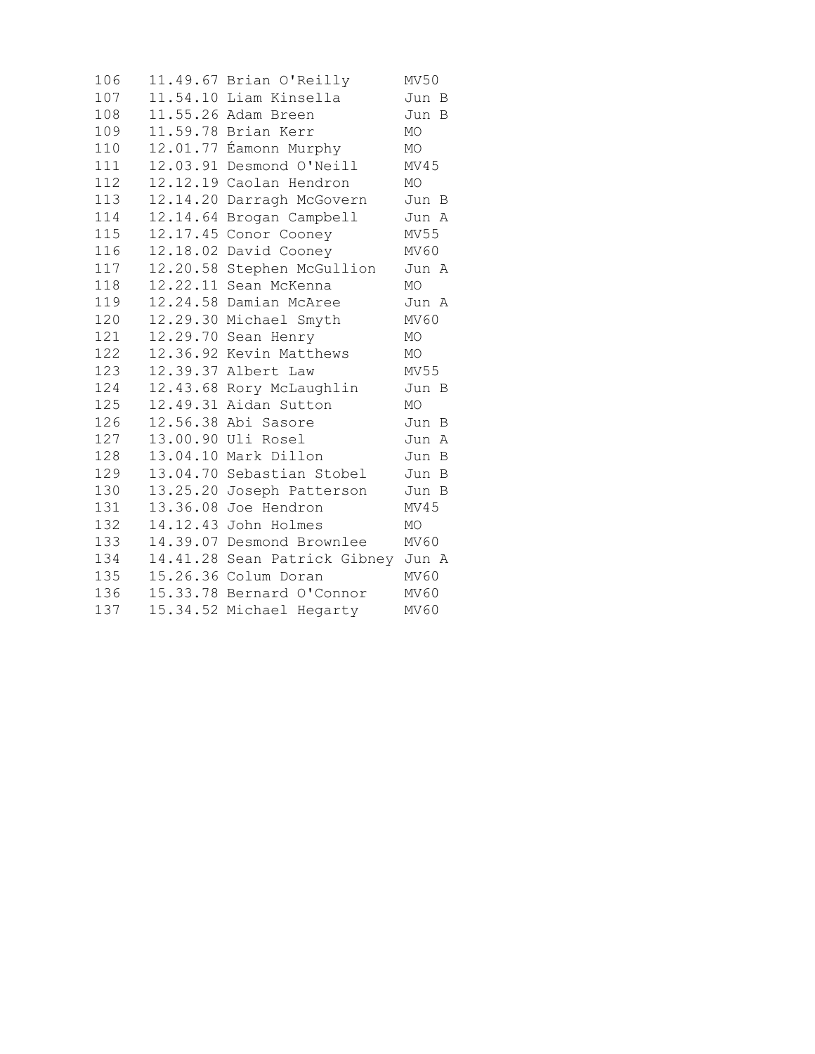| | | | |
|---|---|---|---|
| 106 | 11.49.67 | Brian O'Reilly | MV50 |
| 107 | 11.54.10 | Liam Kinsella | Jun B |
| 108 | 11.55.26 | Adam Breen | Jun B |
| 109 | 11.59.78 | Brian Kerr | MO |
| 110 | 12.01.77 | Éamonn Murphy | MO |
| 111 | 12.03.91 | Desmond O'Neill | MV45 |
| 112 | 12.12.19 | Caolan Hendron | MO |
| 113 | 12.14.20 | Darragh McGovern | Jun B |
| 114 | 12.14.64 | Brogan Campbell | Jun A |
| 115 | 12.17.45 | Conor Cooney | MV55 |
| 116 | 12.18.02 | David Cooney | MV60 |
| 117 | 12.20.58 | Stephen McGullion | Jun A |
| 118 | 12.22.11 | Sean McKenna | MO |
| 119 | 12.24.58 | Damian McAree | Jun A |
| 120 | 12.29.30 | Michael Smyth | MV60 |
| 121 | 12.29.70 | Sean Henry | MO |
| 122 | 12.36.92 | Kevin Matthews | MO |
| 123 | 12.39.37 | Albert Law | MV55 |
| 124 | 12.43.68 | Rory McLaughlin | Jun B |
| 125 | 12.49.31 | Aidan Sutton | MO |
| 126 | 12.56.38 | Abi Sasore | Jun B |
| 127 | 13.00.90 | Uli Rosel | Jun A |
| 128 | 13.04.10 | Mark Dillon | Jun B |
| 129 | 13.04.70 | Sebastian Stobel | Jun B |
| 130 | 13.25.20 | Joseph Patterson | Jun B |
| 131 | 13.36.08 | Joe Hendron | MV45 |
| 132 | 14.12.43 | John Holmes | MO |
| 133 | 14.39.07 | Desmond Brownlee | MV60 |
| 134 | 14.41.28 | Sean Patrick Gibney | Jun A |
| 135 | 15.26.36 | Colum Doran | MV60 |
| 136 | 15.33.78 | Bernard O'Connor | MV60 |
| 137 | 15.34.52 | Michael Hegarty | MV60 |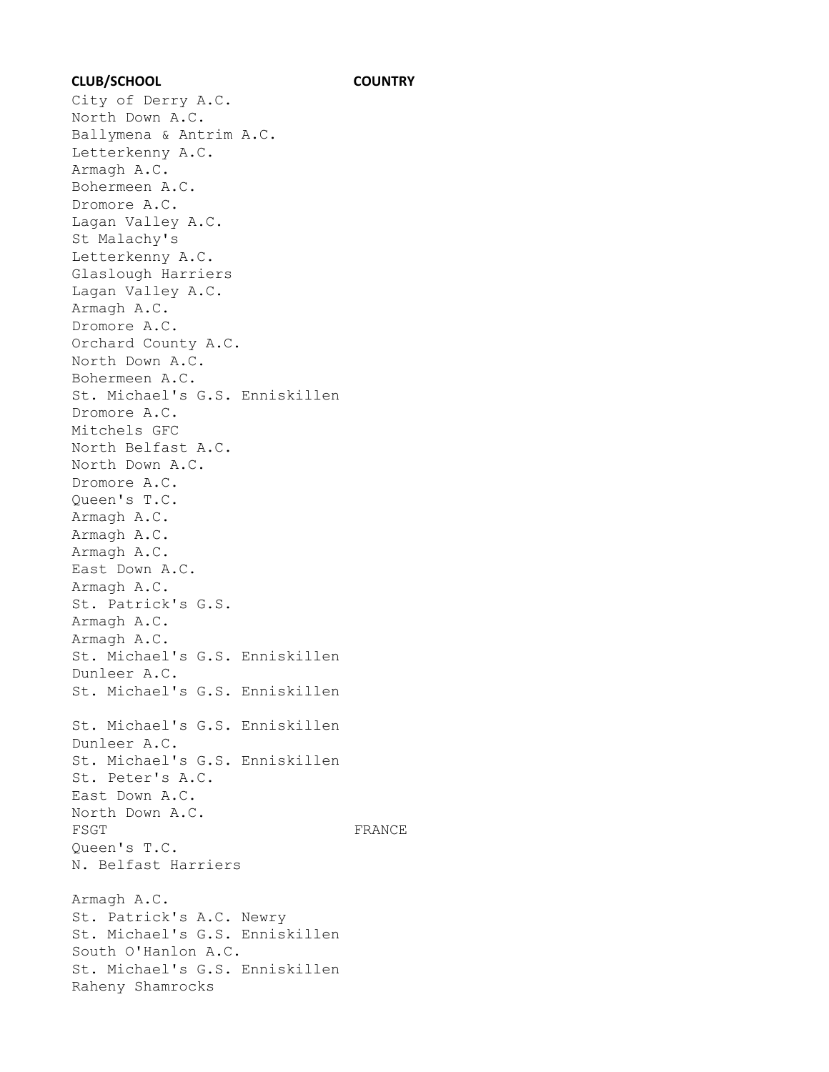| CLUB/SCHOOL | COUNTRY |
| --- | --- |
| City of Derry A.C. | |
| North Down A.C. | |
| Ballymena & Antrim A.C. | |
| Letterkenny A.C. | |
| Armagh A.C. | |
| Bohermeen A.C. | |
| Dromore A.C. | |
| Lagan Valley A.C. | |
| St Malachy's | |
| Letterkenny A.C. | |
| Glaslough Harriers | |
| Lagan Valley A.C. | |
| Armagh A.C. | |
| Dromore A.C. | |
| Orchard County A.C. | |
| North Down A.C. | |
| Bohermeen A.C. | |
| St. Michael's G.S. Enniskillen | |
| Dromore A.C. | |
| Mitchels GFC | |
| North Belfast A.C. | |
| North Down A.C. | |
| Dromore A.C. | |
| Queen's T.C. | |
| Armagh A.C. | |
| Armagh A.C. | |
| Armagh A.C. | |
| East Down A.C. | |
| Armagh A.C. | |
| St. Patrick's G.S. | |
| Armagh A.C. | |
| Armagh A.C. | |
| St. Michael's G.S. Enniskillen | |
| Dunleer A.C. | |
| St. Michael's G.S. Enniskillen | |
| | |
| St. Michael's G.S. Enniskillen | |
| Dunleer A.C. | |
| St. Michael's G.S. Enniskillen | |
| St. Peter's A.C. | |
| East Down A.C. | |
| North Down A.C. | |
| FSGT | FRANCE |
| Queen's T.C. | |
| N. Belfast Harriers | |
| | |
| Armagh A.C. | |
| St. Patrick's A.C. Newry | |
| St. Michael's G.S. Enniskillen | |
| South O'Hanlon A.C. | |
| St. Michael's G.S. Enniskillen | |
| Raheny Shamrocks | |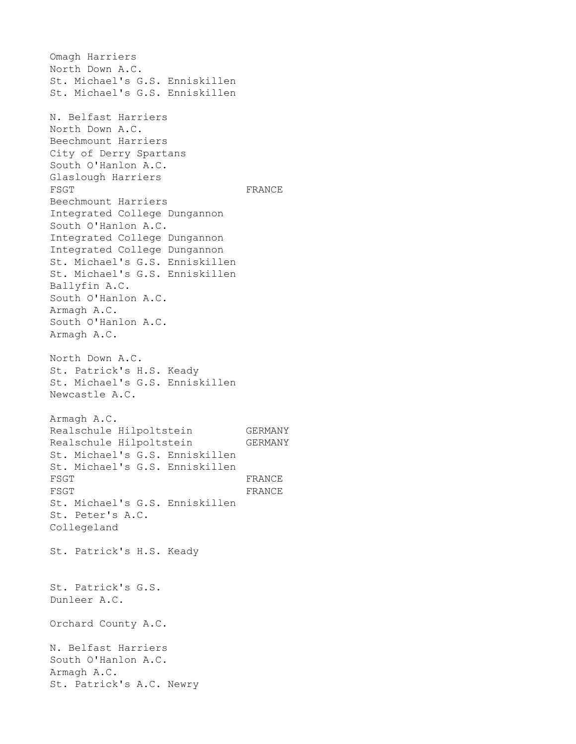Omagh Harriers
North Down A.C.
St. Michael's G.S. Enniskillen
St. Michael's G.S. Enniskillen

N. Belfast Harriers
North Down A.C.
Beechmount Harriers
City of Derry Spartans
South O'Hanlon A.C.
Glaslough Harriers
FSGT FRANCE
Beechmount Harriers
Integrated College Dungannon
South O'Hanlon A.C.
Integrated College Dungannon
Integrated College Dungannon
St. Michael's G.S. Enniskillen
St. Michael's G.S. Enniskillen
Ballyfin A.C.
South O'Hanlon A.C.
Armagh A.C.
South O'Hanlon A.C.
Armagh A.C.

North Down A.C.
St. Patrick's H.S. Keady
St. Michael's G.S. Enniskillen
Newcastle A.C.

Armagh A.C.
Realschule Hilpoltstein GERMANY
Realschule Hilpoltstein GERMANY
St. Michael's G.S. Enniskillen
St. Michael's G.S. Enniskillen
FSGT FRANCE
FSGT FRANCE
St. Michael's G.S. Enniskillen
St. Peter's A.C.
Collegeland

St. Patrick's H.S. Keady

St. Patrick's G.S.
Dunleer A.C.

Orchard County A.C.

N. Belfast Harriers
South O'Hanlon A.C.
Armagh A.C.
St. Patrick's A.C. Newry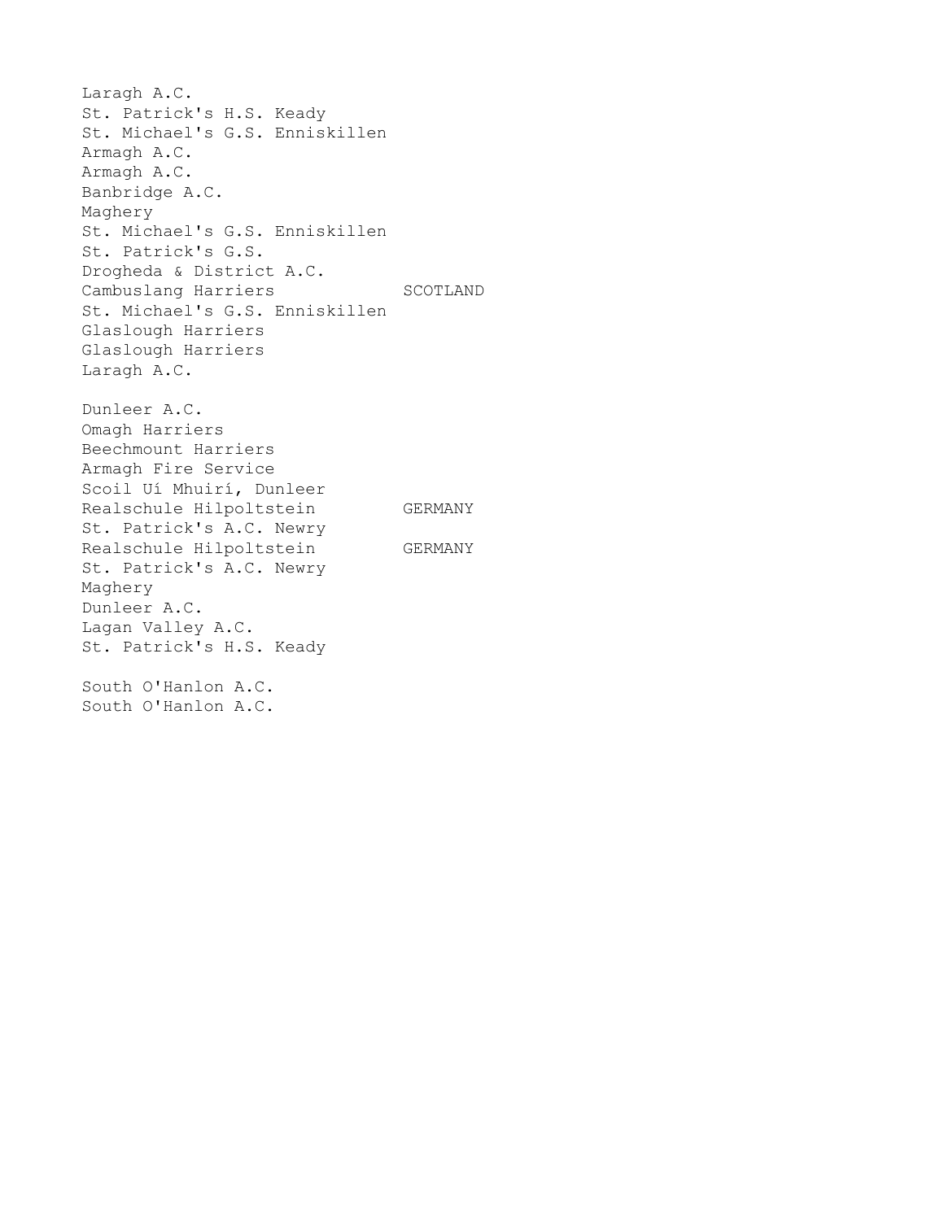Laragh A.C.
St. Patrick's H.S. Keady
St. Michael's G.S. Enniskillen
Armagh A.C.
Armagh A.C.
Banbridge A.C.
Maghery
St. Michael's G.S. Enniskillen
St. Patrick's G.S.
Drogheda & District A.C.
Cambuslang Harriers SCOTLAND
St. Michael's G.S. Enniskillen
Glaslough Harriers
Glaslough Harriers
Laragh A.C.

Dunleer A.C.
Omagh Harriers
Beechmount Harriers
Armagh Fire Service
Scoil Uí Mhuirí, Dunleer
Realschule Hilpoltstein GERMANY
St. Patrick's A.C. Newry
Realschule Hilpoltstein GERMANY
St. Patrick's A.C. Newry
Maghery
Dunleer A.C.
Lagan Valley A.C.
St. Patrick's H.S. Keady

South O'Hanlon A.C.
South O'Hanlon A.C.